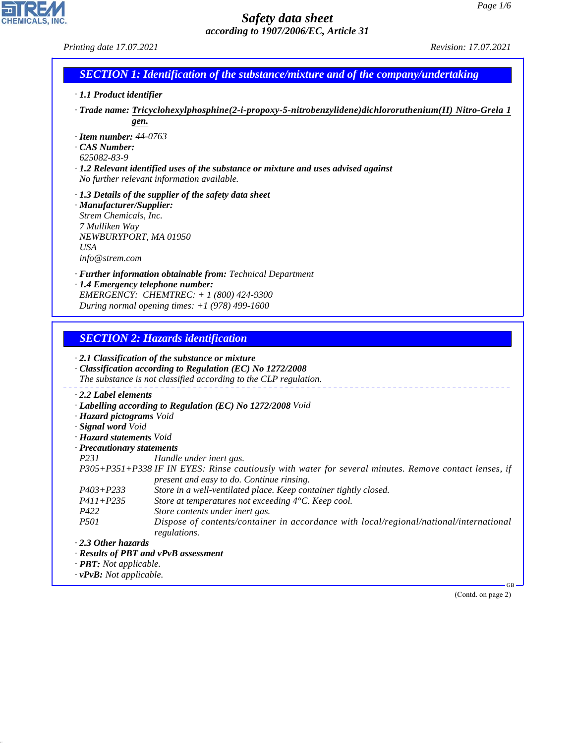# Safety data sheet

*according to 1907/2006/EC, Article 31*

Printing date 17.07.2021 Revision: 17.07.2021

## SECTION 1: Identification of the substance/mixture and of the company/undertaking

· **1.1 Product identifier**

· **Trade name: Tricyclohexylphosphine(2-i-propoxy-5-nitrobenzylidene)dichlororuthenium(II) Nitro-Grela 1 gen.**

· **Item number:** 44-0763
· **CAS Number:**
625082-83-9
· **1.2 Relevant identified uses of the substance or mixture and uses advised against**
No further relevant information available.

· **1.3 Details of the supplier of the safety data sheet**
· **Manufacturer/Supplier:**
Strem Chemicals, Inc.
7 Mulliken Way
NEWBURYPORT, MA 01950
USA
info@strem.com

· **Further information obtainable from:** Technical Department
· **1.4 Emergency telephone number:**
EMERGENCY: CHEMTREC: + 1 (800) 424-9300
During normal opening times: +1 (978) 499-1600

## SECTION 2: Hazards identification

· **2.1 Classification of the substance or mixture**
· **Classification according to Regulation (EC) No 1272/2008**
The substance is not classified according to the CLP regulation.

· **2.2 Label elements**
· **Labelling according to Regulation (EC) No 1272/2008** Void
· **Hazard pictograms** Void
· **Signal word** Void
· **Hazard statements** Void
· **Precautionary statements**

| | |
|---|---|
| P231 | Handle under inert gas. |
| P305+P351+P338 | IF IN EYES: Rinse cautiously with water for several minutes. Remove contact lenses, if present and easy to do. Continue rinsing. |
| P403+P233 | Store in a well-ventilated place. Keep container tightly closed. |
| P411+P235 | Store at temperatures not exceeding 4°C. Keep cool. |
| P422 | Store contents under inert gas. |
| P501 | Dispose of contents/container in accordance with local/regional/national/international regulations. |

· **2.3 Other hazards**
· **Results of PBT and vPvB assessment**
· **PBT:** Not applicable.
· **vPvB:** Not applicable.

(Contd. on page 2)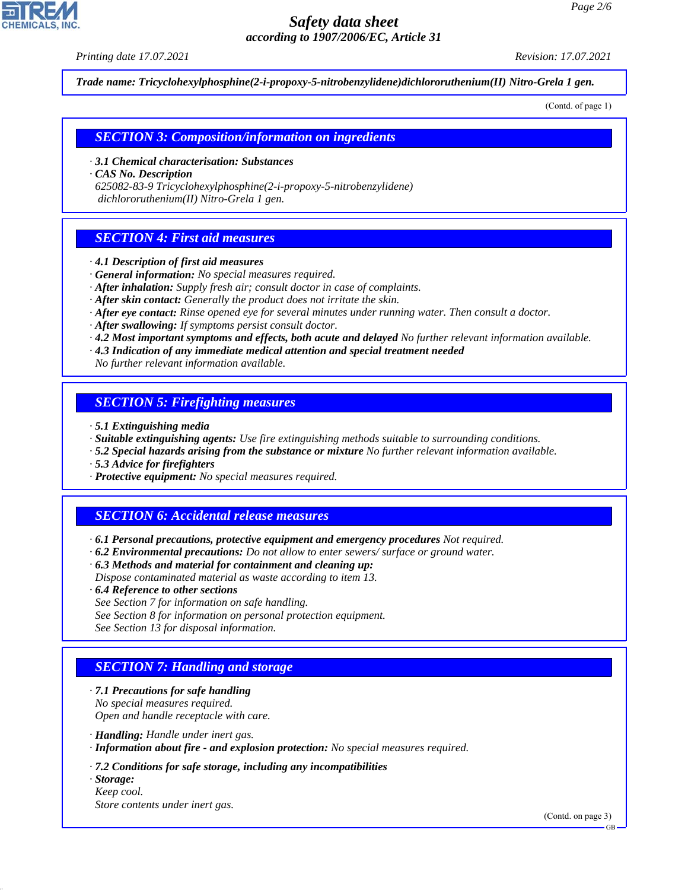*Trade name: Tricyclohexylphosphine(2-i-propoxy-5-nitrobenzylidene)dichlororuthenium(II) Nitro-Grela 1 gen.*

(Contd. of page 1)

## SECTION 3: Composition/information on ingredients

· **3.1 Chemical characterisation: Substances**
· **CAS No. Description**
625082-83-9 Tricyclohexylphosphine(2-i-propoxy-5-nitrobenzylidene) dichlororuthenium(II) Nitro-Grela 1 gen.

## SECTION 4: First aid measures

· **4.1 Description of first aid measures**
· **General information:** No special measures required.
· **After inhalation:** Supply fresh air; consult doctor in case of complaints.
· **After skin contact:** Generally the product does not irritate the skin.
· **After eye contact:** Rinse opened eye for several minutes under running water. Then consult a doctor.
· **After swallowing:** If symptoms persist consult doctor.
· **4.2 Most important symptoms and effects, both acute and delayed** No further relevant information available.
· **4.3 Indication of any immediate medical attention and special treatment needed**
No further relevant information available.

## SECTION 5: Firefighting measures

· **5.1 Extinguishing media**
· **Suitable extinguishing agents:** Use fire extinguishing methods suitable to surrounding conditions.
· **5.2 Special hazards arising from the substance or mixture** No further relevant information available.
· **5.3 Advice for firefighters**
· **Protective equipment:** No special measures required.

## SECTION 6: Accidental release measures

· **6.1 Personal precautions, protective equipment and emergency procedures** Not required.
· **6.2 Environmental precautions:** Do not allow to enter sewers/ surface or ground water.
· **6.3 Methods and material for containment and cleaning up:**
Dispose contaminated material as waste according to item 13.
· **6.4 Reference to other sections**
See Section 7 for information on safe handling.
See Section 8 for information on personal protection equipment.
See Section 13 for disposal information.

## SECTION 7: Handling and storage

· **7.1 Precautions for safe handling**
No special measures required.
Open and handle receptacle with care.

· **Handling:** Handle under inert gas.
· **Information about fire - and explosion protection:** No special measures required.

· **7.2 Conditions for safe storage, including any incompatibilities**
· **Storage:**
Keep cool.
Store contents under inert gas.

(Contd. on page 3)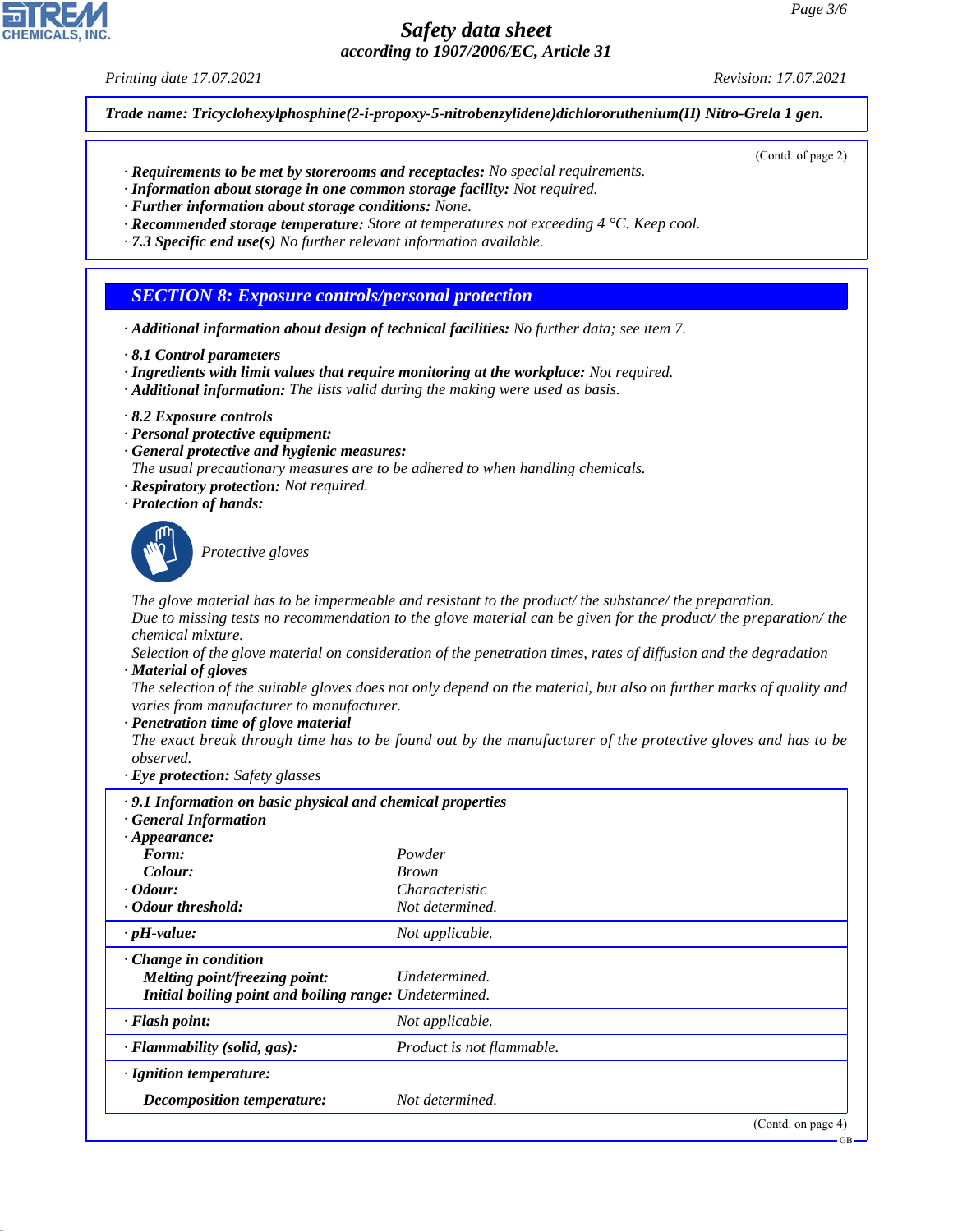Trade name: Tricyclohexylphosphine(2-i-propoxy-5-nitrobenzylidene)dichlororuthenium(II) Nitro-Grela 1 gen.

(Contd. of page 2)

· **Requirements to be met by storerooms and receptacles:** No special requirements.
· **Information about storage in one common storage facility:** Not required.
· **Further information about storage conditions:** None.
· **Recommended storage temperature:** Store at temperatures not exceeding 4 °C. Keep cool.
· **7.3 Specific end use(s)** No further relevant information available.

## SECTION 8: Exposure controls/personal protection

· **Additional information about design of technical facilities:** No further data; see item 7.

· **8.1 Control parameters**
· **Ingredients with limit values that require monitoring at the workplace:** Not required.
· **Additional information:** The lists valid during the making were used as basis.

· **8.2 Exposure controls**
· **Personal protective equipment:**
· **General protective and hygienic measures:**
The usual precautionary measures are to be adhered to when handling chemicals.
· **Respiratory protection:** Not required.
· **Protection of hands:**

Protective gloves

The glove material has to be impermeable and resistant to the product/ the substance/ the preparation.
Due to missing tests no recommendation to the glove material can be given for the product/ the preparation/ the chemical mixture.
Selection of the glove material on consideration of the penetration times, rates of diffusion and the degradation
· **Material of gloves**
The selection of the suitable gloves does not only depend on the material, but also on further marks of quality and varies from manufacturer to manufacturer.
· **Penetration time of glove material**
The exact break through time has to be found out by the manufacturer of the protective gloves and has to be observed.
· **Eye protection:** Safety glasses

| | |
|---|---|
| · **9.1 Information on basic physical and chemical properties** | |
| · **General Information** | |
| · **Appearance:** | |
| **Form:** | Powder |
| **Colour:** | Brown |
| · **Odour:** | Characteristic |
| · **Odour threshold:** | Not determined. |
| · **pH-value:** | Not applicable. |
| · **Change in condition** | |
| **Melting point/freezing point:** | Undetermined. |
| **Initial boiling point and boiling range:** | Undetermined. |
| · **Flash point:** | Not applicable. |
| · **Flammability (solid, gas):** | Product is not flammable. |
| · **Ignition temperature:** | |
| **Decomposition temperature:** | Not determined. |

(Contd. on page 4)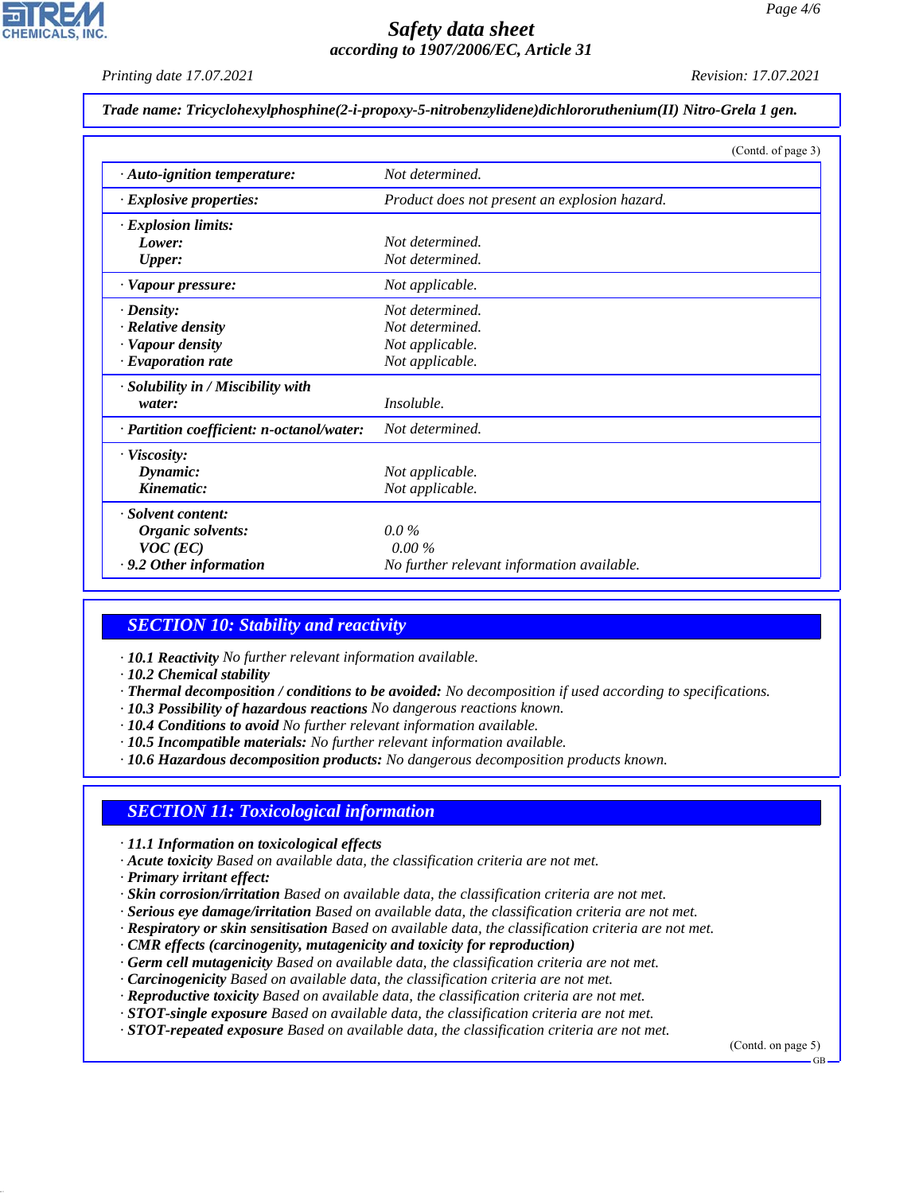**Trade name: Tricyclohexylphosphine(2-i-propoxy-5-nitrobenzylidene)dichlororuthenium(II) Nitro-Grela 1 gen.**

(Contd. of page 3)

| | |
|---|---|
| · **Auto-ignition temperature:** | Not determined. |
| · **Explosive properties:** | Product does not present an explosion hazard. |
| · **Explosion limits:** | |
| **Lower:** | Not determined. |
| **Upper:** | Not determined. |
| · **Vapour pressure:** | Not applicable. |
| · **Density:** | Not determined. |
| · **Relative density** | Not determined. |
| · **Vapour density** | Not applicable. |
| · **Evaporation rate** | Not applicable. |
| · **Solubility in / Miscibility with water:** | Insoluble. |
| · **Partition coefficient: n-octanol/water:** | Not determined. |
| · **Viscosity:** | |
| **Dynamic:** | Not applicable. |
| **Kinematic:** | Not applicable. |
| · **Solvent content:** | |
| **Organic solvents:** | 0.0 % |
| **VOC (EC)** | 0.00 % |
| · **9.2 Other information** | No further relevant information available. |

## SECTION 10: Stability and reactivity

· **10.1 Reactivity** No further relevant information available.
· **10.2 Chemical stability**
· **Thermal decomposition / conditions to be avoided:** No decomposition if used according to specifications.
· **10.3 Possibility of hazardous reactions** No dangerous reactions known.
· **10.4 Conditions to avoid** No further relevant information available.
· **10.5 Incompatible materials:** No further relevant information available.
· **10.6 Hazardous decomposition products:** No dangerous decomposition products known.

## SECTION 11: Toxicological information

· **11.1 Information on toxicological effects**
· **Acute toxicity** Based on available data, the classification criteria are not met.
· **Primary irritant effect:**
· **Skin corrosion/irritation** Based on available data, the classification criteria are not met.
· **Serious eye damage/irritation** Based on available data, the classification criteria are not met.
· **Respiratory or skin sensitisation** Based on available data, the classification criteria are not met.
· **CMR effects (carcinogenity, mutagenicity and toxicity for reproduction)**
· **Germ cell mutagenicity** Based on available data, the classification criteria are not met.
· **Carcinogenicity** Based on available data, the classification criteria are not met.
· **Reproductive toxicity** Based on available data, the classification criteria are not met.
· **STOT-single exposure** Based on available data, the classification criteria are not met.
· **STOT-repeated exposure** Based on available data, the classification criteria are not met.

(Contd. on page 5)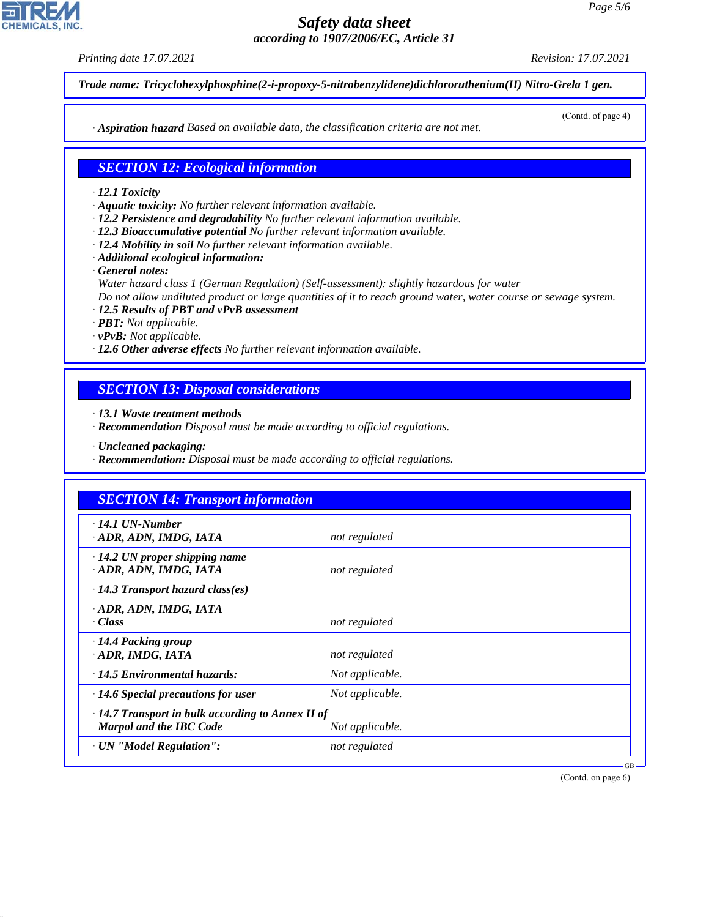**Trade name: Tricyclohexylphosphine(2-i-propoxy-5-nitrobenzylidene)dichlororuthenium(II) Nitro-Grela 1 gen.**

(Contd. of page 4)

· **Aspiration hazard** Based on available data, the classification criteria are not met.

## SECTION 12: Ecological information

· **12.1 Toxicity**
· **Aquatic toxicity:** No further relevant information available.
· **12.2 Persistence and degradability** No further relevant information available.
· **12.3 Bioaccumulative potential** No further relevant information available.
· **12.4 Mobility in soil** No further relevant information available.
· **Additional ecological information:**
· **General notes:**
Water hazard class 1 (German Regulation) (Self-assessment): slightly hazardous for water
Do not allow undiluted product or large quantities of it to reach ground water, water course or sewage system.
· **12.5 Results of PBT and vPvB assessment**
· **PBT:** Not applicable.
· **vPvB:** Not applicable.
· **12.6 Other adverse effects** No further relevant information available.

## SECTION 13: Disposal considerations

· **13.1 Waste treatment methods**
· **Recommendation** Disposal must be made according to official regulations.

· **Uncleaned packaging:**
· **Recommendation:** Disposal must be made according to official regulations.

## SECTION 14: Transport information

| | |
|---|---|
| · **14.1 UN-Number** | |
| · **ADR, ADN, IMDG, IATA** | not regulated |
| · **14.2 UN proper shipping name** | |
| · **ADR, ADN, IMDG, IATA** | not regulated |
| · **14.3 Transport hazard class(es)** | |
| · **ADR, ADN, IMDG, IATA** | |
| · **Class** | not regulated |
| · **14.4 Packing group** | |
| · **ADR, IMDG, IATA** | not regulated |
| · **14.5 Environmental hazards:** | Not applicable. |
| · **14.6 Special precautions for user** | Not applicable. |
| · **14.7 Transport in bulk according to Annex II of Marpol and the IBC Code** | Not applicable. |
| · **UN "Model Regulation":** | not regulated |

(Contd. on page 6)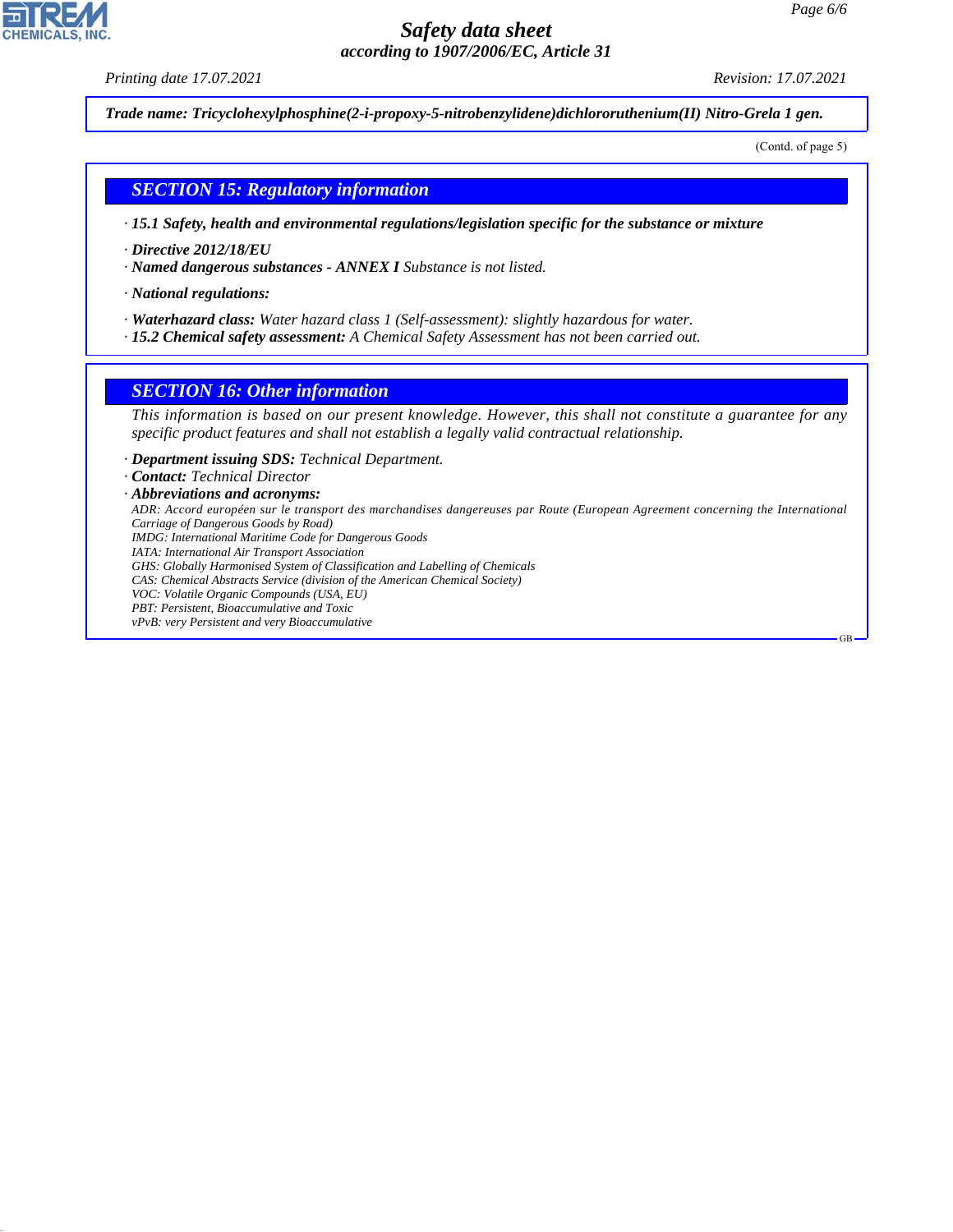*Trade name: Tricyclohexylphosphine(2-i-propoxy-5-nitrobenzylidene)dichlororuthenium(II) Nitro-Grela 1 gen.*

(Contd. of page 5)

## SECTION 15: Regulatory information

- **15.1 Safety, health and environmental regulations/legislation specific for the substance or mixture**
- **Directive 2012/18/EU**
- **Named dangerous substances - ANNEX I** Substance is not listed.
- **National regulations:**
- **Waterhazard class:** Water hazard class 1 (Self-assessment): slightly hazardous for water.
- **15.2 Chemical safety assessment:** A Chemical Safety Assessment has not been carried out.

## SECTION 16: Other information

This information is based on our present knowledge. However, this shall not constitute a guarantee for any specific product features and shall not establish a legally valid contractual relationship.

- **Department issuing SDS:** Technical Department.
- **Contact:** Technical Director
- **Abbreviations and acronyms:**

ADR: Accord européen sur le transport des marchandises dangereuses par Route (European Agreement concerning the International Carriage of Dangerous Goods by Road)
IMDG: International Maritime Code for Dangerous Goods
IATA: International Air Transport Association
GHS: Globally Harmonised System of Classification and Labelling of Chemicals
CAS: Chemical Abstracts Service (division of the American Chemical Society)
VOC: Volatile Organic Compounds (USA, EU)
PBT: Persistent, Bioaccumulative and Toxic
vPvB: very Persistent and very Bioaccumulative